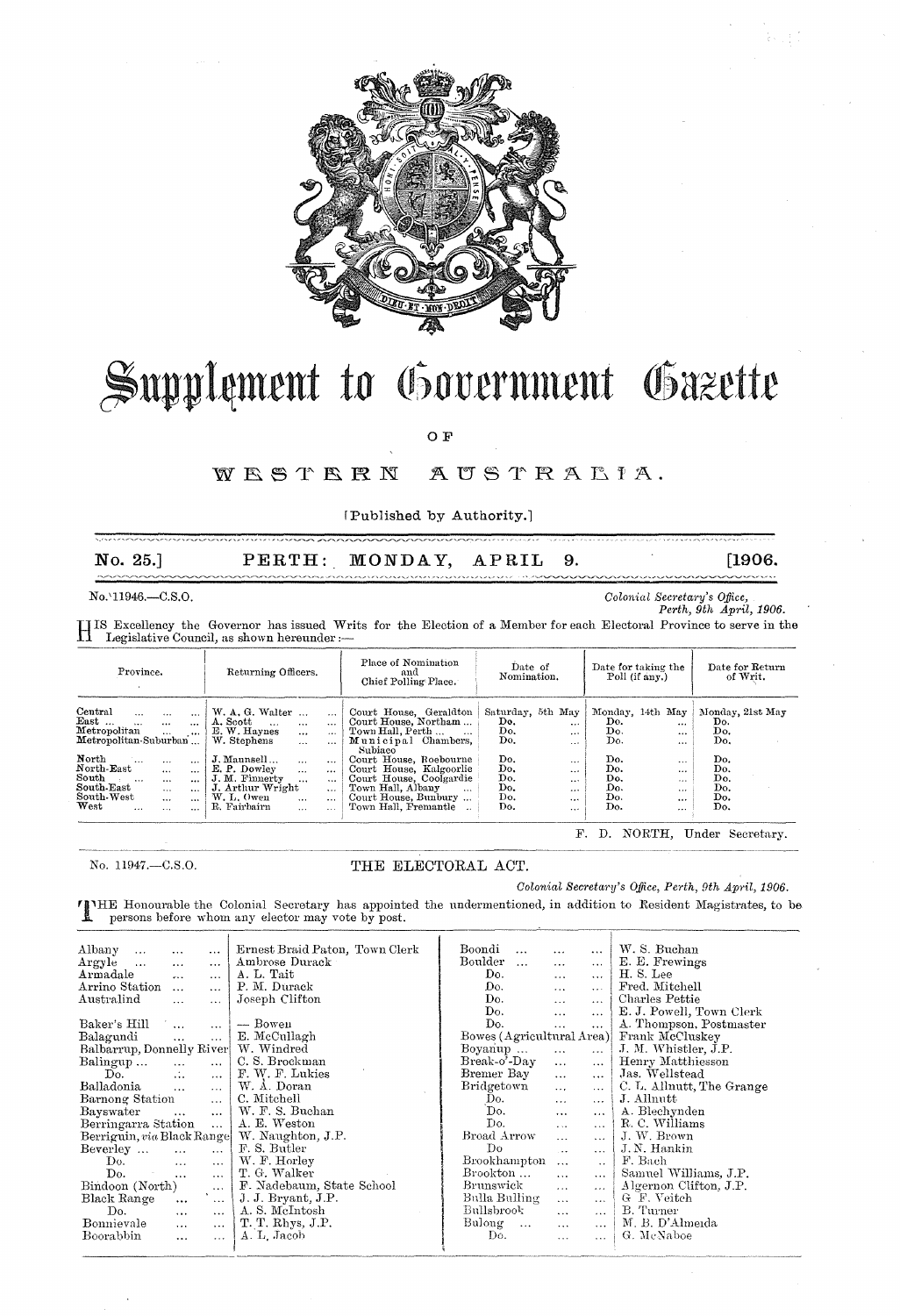# Supplement to Government Gazette

OF

## WESTERN AUSTRALIA.

[Published by Authority.]

**No. 25.] PERTH: MONDAY, APRIL 9. [1906.**

No. 11946.—C.S.O.

*Colonial Secretary's Office,*
*Perth, 9th April, 1906.*

HIS Excellency the Governor has issued Writs for the Election of a Member for each Electoral Province to serve in the Legislative Council, as shown hereunder:—

| Province. | Returning Officers. | Place of Nomination and Chief Polling Place. | Date of Nomination. | Date for taking the Poll (if any.) | Date for Return of Writ. |
|---|---|---|---|---|---|
| Central | W. A. G. Walter | Court House, Geraldton | Saturday, 5th May | Monday, 14th May | Monday, 21st May |
| East | A. Scott | Court House, Northam | Do. | Do. | Do. |
| Metropolitan | E. W. Haynes | Town Hall, Perth | Do. | Do. | Do. |
| Metropolitan-Suburban | W. Stephens | Municipal Chambers, Subiaco | Do. | Do. | Do. |
| North | J. Maunsell | Court House, Roebourne | Do. | Do. | Do. |
| North-East | E. P. Dowley | Court House, Kalgoorlie | Do. | Do. | Do. |
| South | J. M. Finnerty | Court House, Coolgardie | Do. | Do. | Do. |
| South-East | J. Arthur Wright | Town Hall, Albany | Do. | Do. | Do. |
| South-West | W. L. Owen | Court House, Bunbury | Do. | Do. | Do. |
| West | R. Fairbairn | Town Hall, Fremantle | Do. | Do. | Do. |

F. D. NORTH, Under Secretary.

No. 11947.—C.S.O.

### THE ELECTORAL ACT.

*Colonial Secretary's Office, Perth, 9th April, 1906.*

THE Honourable the Colonial Secretary has appointed the undermentioned, in addition to Resident Magistrates, to be persons before whom any elector may vote by post.

| Place | Person |
|---|---|
| Albany | Ernest Braid Paton, Town Clerk |
| Argyle | Ambrose Durack |
| Armadale | A. L. Tait |
| Arrino Station | P. M. Durack |
| Australind | Joseph Clifton |
| Baker's Hill | — Bowen |
| Balagundi | E. McCullagh |
| Balbarrup, Donnelly River | W. Windred |
| Balingup | C. S. Brockman |
| Do. | F. W. F. Lukies |
| Balladonia | W. A. Doran |
| Barnong Station | C. Mitchell |
| Bayswater | W. F. S. Buchan |
| Berringarra Station | A. E. Weston |
| Berriguin, *via* Black Range | W. Naughton, J.P. |
| Beverley | F. S. Butler |
| Do. | W. F. Horley |
| Do. | T. G. Walker |
| Bindoon (North) | F. Nadebaum, State School |
| Black Range | J. J. Bryant, J.P. |
| Do. | A. S. McIntosh |
| Bonnievale | T. T. Rhys, J.P. |
| Boorabbin | A. L. Jacob |
| Boondi | W. S. Buchan |
| Boulder | E. E. Frewings |
| Do. | H. S. Lee |
| Do. | Fred. Mitchell |
| Do. | Charles Pettie |
| Do. | E. J. Powell, Town Clerk |
| Do. | A. Thompson, Postmaster |
| Bowes (Agricultural Area) | Frank McCluskey |
| Boyanup | J. M. Whistler, J.P. |
| Break-o'-Day | Henry Matthiesson |
| Bremer Bay | Jas. Wellstead |
| Bridgetown | C. L. Allnutt, The Grange |
| Do. | J. Allnutt |
| Do. | A. Blechynden |
| Do. | R. C. Williams |
| Broad Arrow | J. W. Brown |
| Do | J. N. Hankin |
| Brookhampton | F. Bach |
| Brookton | Samuel Williams, J.P. |
| Brunswick | Algernon Clifton, J.P. |
| Bulla Bulling | G. F. Veitch |
| Bullsbrook | B. Turner |
| Bulong | M. B. D'Almeida |
| Do. | G. McNaboe |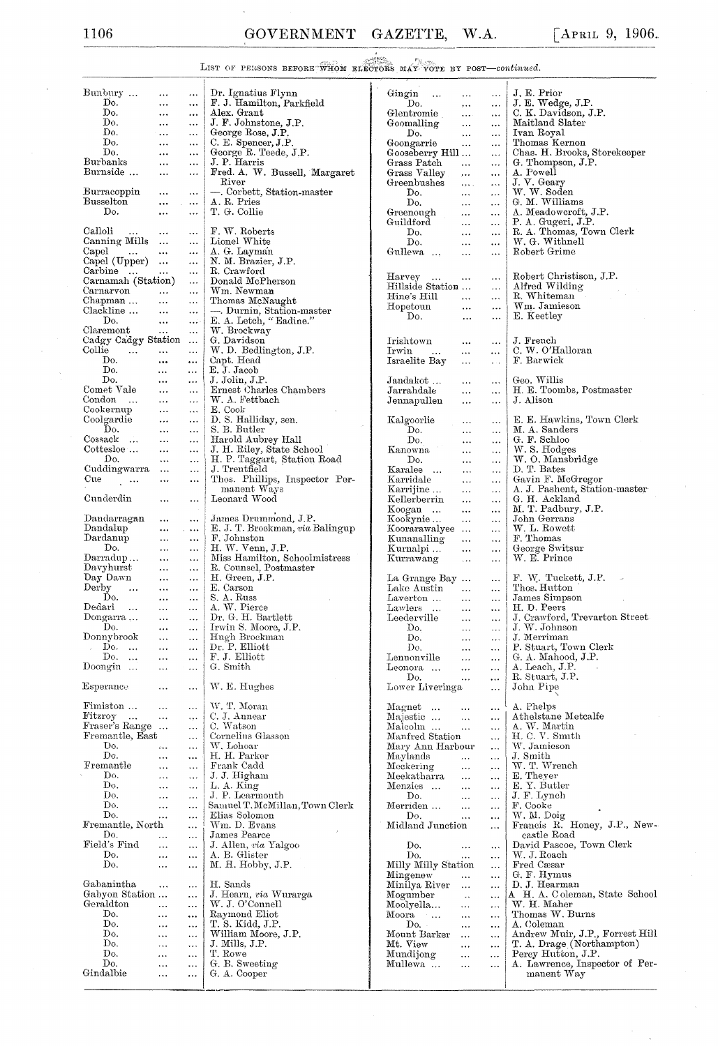LIST OF PERSONS BEFORE WHOM ELECTORS MAY VOTE BY POST—*continued.*

| Place | Person |
|---|---|
| Bunbury | Dr. Ignatius Flynn |
| Do. | F. J. Hamilton, Parkfield |
| Do. | Alex. Grant |
| Do. | J. F. Johnstone, J.P. |
| Do. | George Rose, J.P. |
| Do. | C. E. Spencer, J.P. |
| Do. | George R. Teede, J.P. |
| Burbanks | J. P. Harris |
| Burnside | Fred. A. W. Bussell, Margaret River |
| Burracoppin | —. Corbett, Station-master |
| Busselton | A. R. Pries |
| Do. | T. G. Collie |
| Calloli | F. W. Roberts |
| Canning Mills | Lionel White |
| Capel | A. G. Layman |
| Capel (Upper) | N. M. Brazier, J.P. |
| Carbine | R. Crawford |
| Carnamah (Station) | Donald McPherson |
| Carnarvon | Wm. Newman |
| Chapman | Thomas McNaught |
| Clackline | —. Durnin, Station-master |
| Do. | E. A. Letch, "Eadine." |
| Claremont | W. Brockway |
| Cadgy Cadgy Station | G. Davidson |
| Collie | W. D. Bedlington, J.P. |
| Do. | Capt. Head |
| Do. | E. J. Jacob |
| Do. | J. Jolin, J.P. |
| Comet Vale | Ernest Charles Chambers |
| Condon | W. A. Fettbach |
| Cookernup | E. Cook |
| Coolgardie | D. S. Halliday, sen. |
| Do. | S. B. Butler |
| Cossack | Harold Aubrey Hall |
| Cottesloe | J. H. Riley, State School |
| Do. | H. P. Taggart, Station Road |
| Cuddingwarra | J. Trentfield |
| Cue | Thos. Phillips, Inspector Permanent Ways |
| Cunderdin | Leonard Wood |
| Dandarragan | James Drummond, J.P. |
| Dandalup | E. J. T. Brockman, *via* Balingup |
| Dardanup | F. Johnston |
| Do. | H. W. Venn, J.P. |
| Darradup | Miss Hamilton, Schoolmistress |
| Davyhurst | R. Counsel, Postmaster |
| Day Dawn | H. Green, J.P. |
| Derby | E. Carson |
| Do. | S. A. Russ |
| Dedari | A. W. Pierce |
| Dongarra | Dr. G. H. Bartlett |
| Do. | Irwin S. Moore, J.P. |
| Donnybrook | Hugh Brockman |
| Do. | Dr. P. Elliott |
| Do. | F. J. Elliott |
| Doongin | G. Smith |
| Esperance | W. E. Hughes |
| Fimiston | W. T. Moran |
| Fitzroy | C. J. Annear |
| Fraser's Range | C. Watson |
| Fremantle, East | Cornelius Glasson |
| Do. | W. Lohoar |
| Do. | H. H. Parker |
| Fremantle | Frank Cadd |
| Do. | J. J. Higham |
| Do. | L. A. King |
| Do. | J. P. Learmouth |
| Do. | Samuel T. McMillan, Town Clerk |
| Do. | Elias Solomon |
| Fremantle, North | Wm. D. Evans |
| Do. | James Pearce |
| Field's Find | J. Allen, *via* Yalgoo |
| Do. | A. B. Glister |
| Do. | M. H. Hobby, J.P. |
| Gabanintha | H. Sands |
| Gabyon Station | J. Hearn, *via* Wurarga |
| Geraldton | W. J. O'Connell |
| Do. | Raymond Eliot |
| Do. | T. S. Kidd, J.P. |
| Do. | William Moore, J.P. |
| Do. | J. Mills, J.P. |
| Do. | T. Rowe |
| Do. | G. B. Sweeting |
| Gindalbie | G. A. Cooper |
| Gingin | J. E. Prior |
| Do. | J. E. Wedge, J.P. |
| Glentromie | C. K. Davidson, J.P. |
| Goomalling | Maitland Slater |
| Do. | Ivan Royal |
| Goongarrie | Thomas Kernon |
| Gooseberry Hill | Chas. H. Brooks, Storekeeper |
| Grass Patch | G. Thompson, J.P. |
| Grass Valley | A. Powell |
| Greenbushes | J. V. Geary |
| Do. | W. W. Soden |
| Do. | G. M. Williams |
| Greenough | A. Meadowcroft, J.P. |
| Guildford | P. A. Gugeri, J.P. |
| Do. | R. A. Thomas, Town Clerk |
| Do. | W. G. Withnell |
| Gullewa | Robert Grime |
| Harvey | Robert Christison, J.P. |
| Hillside Station | Alfred Wilding |
| Hine's Hill | R. Whiteman |
| Hopetoun | Wm. Jamieson |
| Do. | E. Keetley |
| Irishtown | J. French |
| Irwin | C. W. O'Halloran |
| Israelite Bay | F. Barwick |
| Jandakot | Geo. Willis |
| Jarrahdale | H. E. Toombs, Postmaster |
| Jennapullen | J. Alison |
| Kalgoorlie | E. E. Hawkins, Town Clerk |
| Do. | M. A. Sanders |
| Do. | G. F. Schloo |
| Kanowna | W. S. Hodges |
| Do. | W. O. Mansbridge |
| Karalee | D. T. Bates |
| Karridale | Gavin F. McGregor |
| Karrijine | A. J. Pashent, Station-master |
| Kellerberrin | G. H. Ackland |
| Koogan | M. T. Padbury, J.P. |
| Kookynie | John Gerrans |
| Koorarawalyee | W. L. Rowett |
| Kunanalling | F. Thomas |
| Kurnalpi | George Switsur |
| Kurrawang | W. E. Prince |
| La Grange Bay | F. W. Tuckett, J.P. |
| Lake Austin | Thos. Hutton |
| Laverton | James Simpson |
| Lawlers | H. D. Peers |
| Leederville | J. Crawford, Trevarton Street |
| Do. | J. W. Johnson |
| Do. | J. Merriman |
| Do. | P. Stuart, Town Clerk |
| Lennonville | G. A. Mahood, J.P. |
| Leonora | A. Leach, J.P. |
| Do. | R. Stuart, J.P. |
| Lower Liveringa | John Pipe |
| Magnet | A. Phelps |
| Majestic | Athelstane Metcalfe |
| Malcolm | A. W. Martin |
| Manfred Station | H. C. V. Smith |
| Mary Ann Harbour | W. Jamieson |
| Maylands | J. Smith |
| Meckering | W. T. Wrench |
| Meekatharra | E. Theyer |
| Menzies | E. Y. Butler |
| Do. | J. F. Lynch |
| Merriden | F. Cooke |
| Do. | W. M. Doig |
| Midland Junction | Francis R. Honey, J.P., Newcastle Road |
| Do. | David Pascoe, Town Clerk |
| Do. | W. J. Roach |
| Milly Milly Station | Fred Cæsar |
| Mingenew | G. F. Hymus |
| Minilya River | D. J. Hearman |
| Mogumber | A H. A. Coleman, State School |
| Moolyella | W. H. Maher |
| Moora | Thomas W. Burns |
| Do. | A. Coleman |
| Mount Barker | Andrew Muir, J.P., Forrest Hill |
| Mt. View | T. A. Drage (Northampton) |
| Mundijong | Percy Hutton, J.P. |
| Mullewa | A. Lawrence, Inspector of Permanent Way |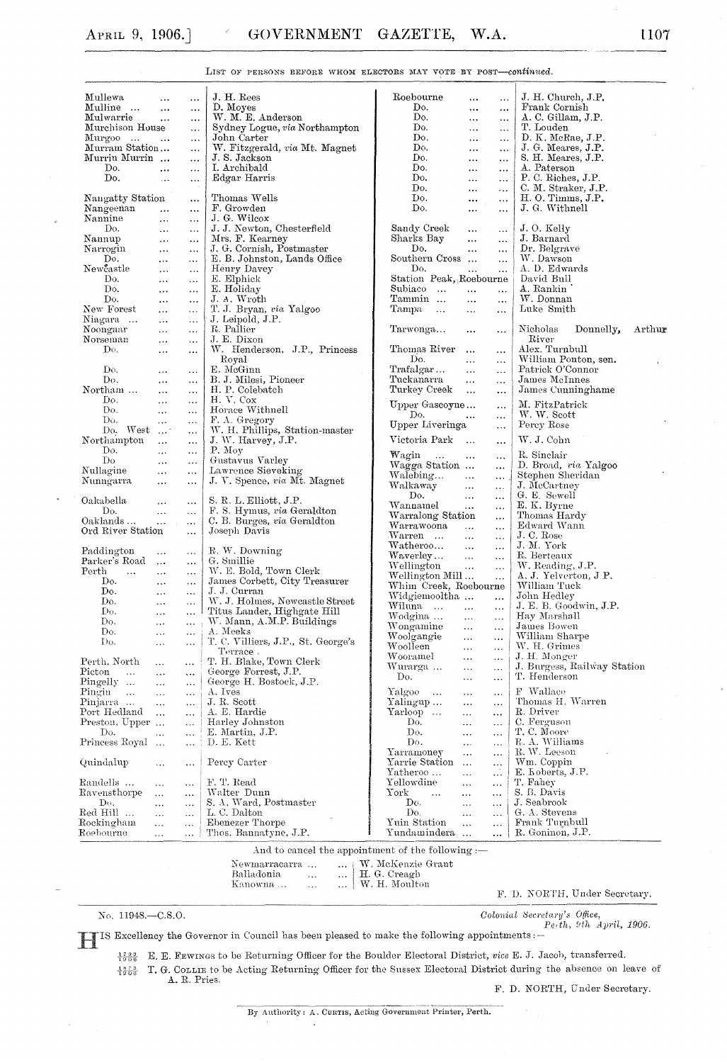List of persons before whom electors may vote by post—*continued.*

| | |
|---|---|
| Mullewa | J. H. Rees |
| Mulline | D. Moyes |
| Mulwarrie | W. M. E. Anderson |
| Murchison House | Sydney Logue, *via* Northampton |
| Murgoo | John Carter |
| Murram Station | W. Fitzgerald, *via* Mt. Magnet |
| Murrin Murrin | J. S. Jackson |
| Do. | I. Archibald |
| Do. | Edgar Harris |
| Nangatty Station | Thomas Wells |
| Nangeenan | F. Growden |
| Nannine | J. G. Wilcox |
| Do. | J. J. Newton, Chesterfield |
| Nannup | Mrs. F. Kearney |
| Narrogin | J. G. Cornish, Postmaster |
| Do. | E. B. Johnston, Lands Office |
| Newcastle | Henry Davey |
| Do. | E. Elphick |
| Do. | E. Holiday |
| Do. | J. A. Wroth |
| New Forest | T. J. Bryan, *via* Yalgoo |
| Niagara | J. Leipold, J.P. |
| Noongaar | R. Pallier |
| Norseman | J. E. Dixon |
| Do. | W. Henderson, J.P., Princess Royal |
| Do. | E. McGinn |
| Do. | B. J. Milesi, Pioneer |
| Northam | H. P. Colebatch |
| Do. | H. V. Cox |
| Do. | Horace Withnell |
| Do. | F. A. Gregory |
| Do. West | W. H. Phillips, Station-master |
| Northampton | J. W. Harvey, J.P. |
| Do. | P. Moy |
| Do | Gustavus Varley |
| Nullagine | Lawrence Sieveking |
| Nunngarra | J. V. Spence, *via* Mt. Magnet |
| Oakabella | S. R. L. Elliott, J.P. |
| Do. | F. S. Hymus, *via* Geraldton |
| Oaklands | C. B. Burges, *via* Geraldton |
| Ord River Station | Joseph Davis |
| Paddington | R. W. Downing |
| Parker's Road | G. Smillie |
| Perth | W. E. Bold, Town Clerk |
| Do. | James Corbett, City Treasurer |
| Do. | J. J. Curran |
| Do. | W. J. Holmes, Newcastle Street |
| Do. | Titus Lander, Highgate Hill |
| Do. | W. Mann, A.M.P. Buildings |
| Do. | A. Meeks |
| Do. | T. C. Villiers, J.P., St. George's Terrace |
| Perth, North | T. H. Blake, Town Clerk |
| Picton | George Forrest, J.P. |
| Pingelly | George H. Bostock, J.P. |
| Pingin | A. Ives |
| Pinjarra | J. R. Scott |
| Port Hedland | A. E. Hardie |
| Preston, Upper | Harley Johnston |
| Do. | E. Martin, J.P. |
| Princess Royal | D. E. Kett |
| Quindalup | Percy Carter |
| Randells | F. T. Read |
| Ravensthorpe | Walter Dunn |
| Do. | S. A. Ward, Postmaster |
| Red Hill | L. C. Dalton |
| Rockingham | Ebenezer Thorpe |
| Roebourne | Thos. Bannatyne, J.P. |
| Roebourne | J. H. Church, J.P. |
| Do. | Frank Cornish |
| Do. | A. C. Gillam, J.P. |
| Do. | T. Louden |
| Do. | D. K. McRae, J.P. |
| Do. | J. G. Meares, J.P. |
| Do. | S. H. Meares, J.P. |
| Do. | A. Paterson |
| Do. | P. C. Riches, J.P. |
| Do. | C. M. Straker, J.P. |
| Do. | H. O. Timms, J.P. |
| Do. | J. G. Withnell |
| Sandy Creek | J. O. Kelly |
| Sharks Bay | J. Barnard |
| Do. | Dr. Belgrave |
| Southern Cross | W. Dawson |
| Do. | A. D. Edwards |
| Station Peak, Roebourne | David Bull |
| Subiaco | A. Rankin |
| Tammin | W. Donnan |
| Tampa | Luke Smith |
| Tarwonga | Nicholas Donnelly, Arthur River |
| Thomas River | Alex. Turnbull |
| Do. | William Ponton, sen. |
| Trafalgar | Patrick O'Connor |
| Tuckanarra | James McInnes |
| Turkey Creek | James Cunninghame |
| Upper Gascoyne | M. FitzPatrick |
| Do. | W. W. Scott |
| Upper Liveringa | Percy Rose |
| Victoria Park | W. J. Cohn |
| Wagin | R. Sinclair |
| Wagga Station | D. Broad, *via* Yalgoo |
| Walebing | Stephen Sheridan |
| Walkaway | J. McCartney |
| Do. | G. E. Sewell |
| Wannamel | E. K. Byrne |
| Warralong Station | Thomas Hardy |
| Warrawoona | Edward Wann |
| Warren | J. C. Rose |
| Watheroo | J. M. York |
| Waverley | R. Berteaux |
| Wellington | W. Reading, J.P. |
| Wellington Mill | A. J. Yelverton, J.P. |
| Whim Creek, Roebourne | William Tuck |
| Widgiemooltha | John Hedley |
| Wiluna | J. E. B. Goodwin, J.P. |
| Wodgina | Hay Marshall |
| Wongamine | James Bowen |
| Woolgangie | William Sharpe |
| Woolleen | W. H. Grimes |
| Wooramel | J. H. Monger |
| Wurarga | J. Burgess, Railway Station |
| Do. | T. Henderson |
| Yalgoo | F. Wallace |
| Yalingup | Thomas H. Warren |
| Yarloop | R. Driver |
| Do. | C. Ferguson |
| Do. | T. C. Moore |
| Do. | R. A. Williams |
| Yarramoney | R. W. Leeson |
| Yarrie Station | Wm. Coppin |
| Yatheroo | E. Roberts, J.P. |
| Yellowdine | T. Fahey |
| York | S. B. Davis |
| Do. | J. Seabrook |
| Do. | G. A. Stevens |
| Yuin Station | Frank Turnbull |
| Yundamindera | R. Goninon, J.P. |

And to cancel the appointment of the following:—

| | |
|---|---|
| Newmarracarra | W. McKenzie Grant |
| Balladonia | H. G. Creagh |
| Kanowna | W. H. Moulton |

F. D. NORTH, Under Secretary.

No. 1194S.—C.S.O.

*Colonial Secretary's Office,*
*Perth, 9th April, 1906.*

HIS Excellency the Governor in Council has been pleased to make the following appointments:—

$\frac{1733}{1906}$ E. E. Fewings to be Returning Officer for the Boulder Electoral District, *vice* E. J. Jacob, transferred.

$\frac{1873}{1906}$ T. G. Collie to be Acting Returning Officer for the Sussex Electoral District during the absence on leave of A. R. Pries.

F. D. NORTH, Under Secretary.

By Authority: A. Curtis, Acting Government Printer, Perth.